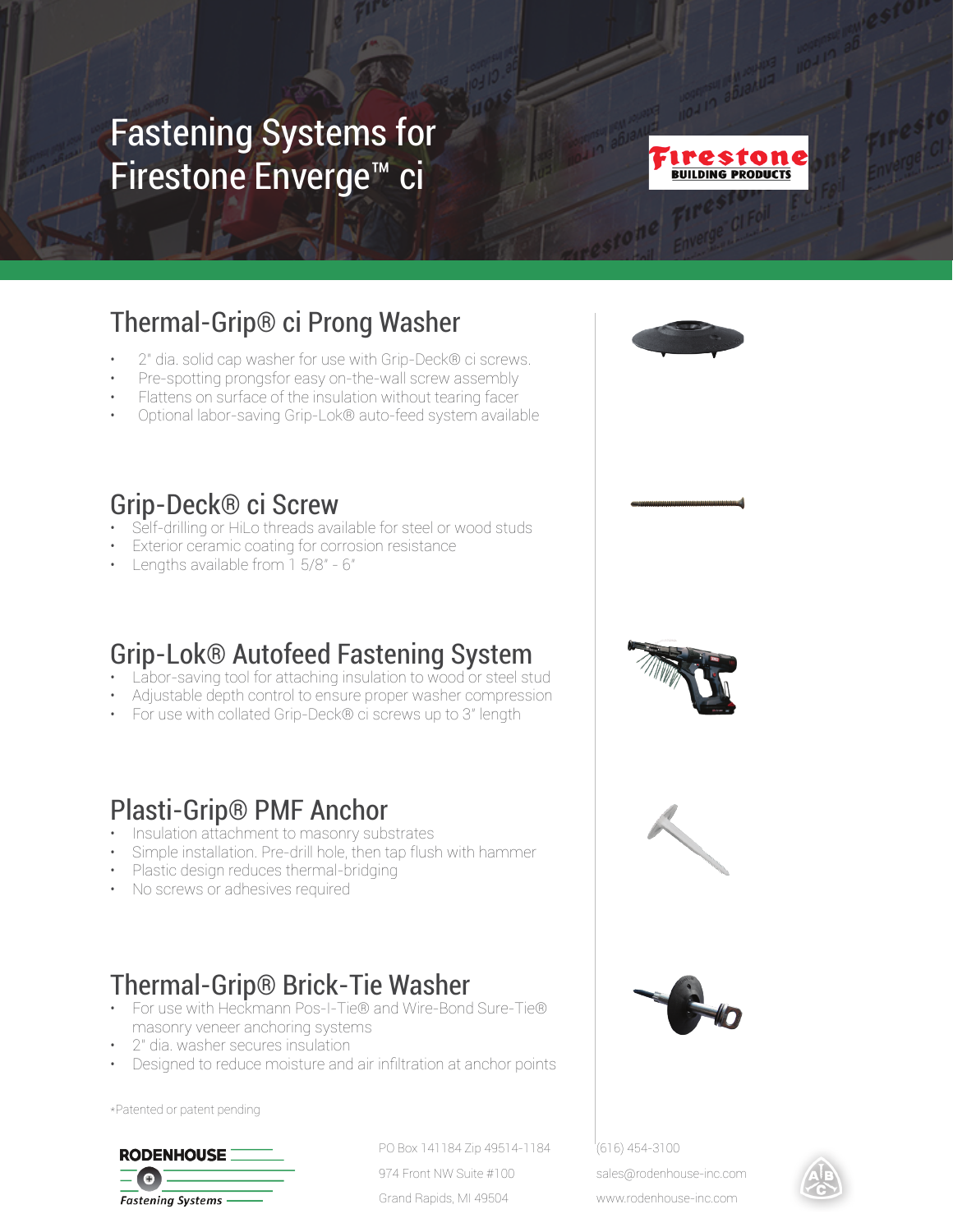# Fastening Systems for Firestone Enverge™ ci

Firestone BUILDING PRODUCTS

## Thermal-Grip® ci Prong Washer

- 2" dia. solid cap washer for use with Grip-Deck® ci screws.
- Pre-spotting prongsfor easy on-the-wall screw assembly
- Flattens on surface of the insulation without tearing facer
- Optional labor-saving Grip-Lok® auto-feed system available

## Grip-Deck® ci Screw

- Self-drilling or HiLo threads available for steel or wood studs
- Exterior ceramic coating for corrosion resistance
- Lengths available from 1 5/8" - 6"

## Grip-Lok® Autofeed Fastening System

- Labor-saving tool for attaching insulation to wood or steel stud
- Adjustable depth control to ensure proper washer compression
- For use with collated Grip-Deck® ci screws up to 3" length

## Plasti-Grip® PMF Anchor

- Insulation attachment to masonry substrates
- Simple installation. Pre-drill hole, then tap flush with hammer
- Plastic design reduces thermal-bridging
- No screws or adhesives required

## Thermal-Grip® Brick-Tie Washer

- For use with Heckmann Pos-I-Tie® and Wire-Bond Sure-Tie® masonry veneer anchoring systems
- 2" dia. washer secures insulation
- Designed to reduce moisture and air infiltration at anchor points

*Patented or patent pending

RODENHOUSE Fastening Systems

PO Box 141184 Zip 49514-1184
974 Front NW Suite #100
Grand Rapids, MI 49504

(616) 454-3100
sales@rodenhouse-inc.com
www.rodenhouse-inc.com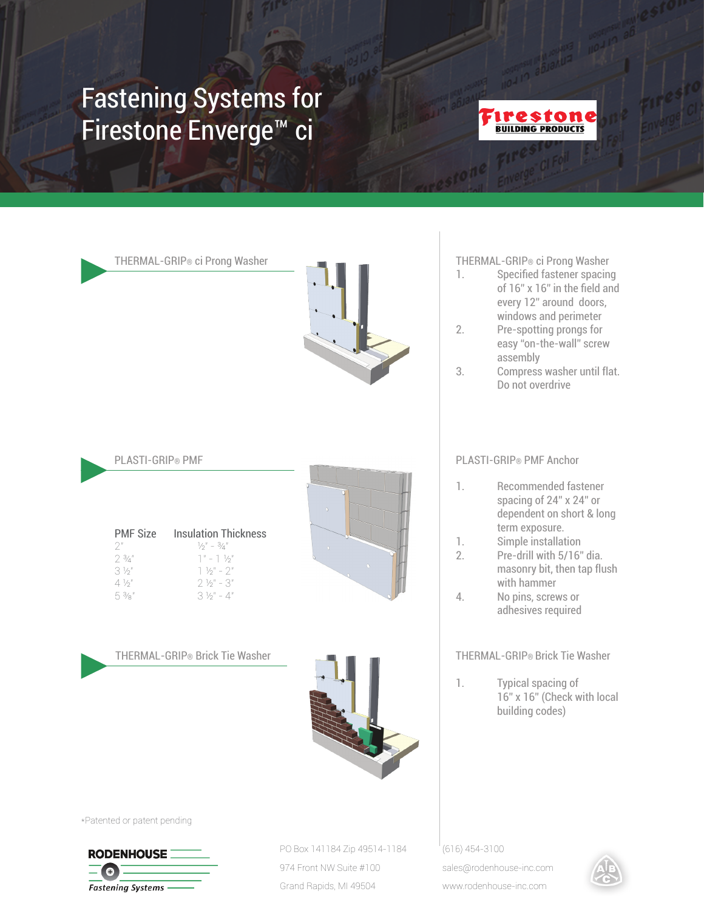# Fastening Systems for Firestone Enverge™ ci

Firestone BUILDING PRODUCTS

## THERMAL-GRIP® ci Prong Washer

THERMAL-GRIP® ci Prong Washer

1. Specified fastener spacing of 16" x 16" in the field and every 12" around doors, windows and perimeter
2. Pre-spotting prongs for easy "on-the-wall" screw assembly
3. Compress washer until flat. Do not overdrive

## PLASTI-GRIP® PMF

| PMF Size | Insulation Thickness |
|---|---|
| 2" | ½" - ¾" |
| 2 ¾" | 1" - 1 ½" |
| 3 ½" | 1 ½" - 2" |
| 4 ½" | 2 ½" - 3" |
| 5 ⅜" | 3 ½" - 4" |

PLASTI-GRIP® PMF Anchor

1. Recommended fastener spacing of 24" x 24" or dependent on short & long term exposure.
1. Simple installation
2. Pre-drill with 5/16" dia. masonry bit, then tap flush with hammer
4. No pins, screws or adhesives required

## THERMAL-GRIP® Brick Tie Washer

THERMAL-GRIP® Brick Tie Washer

1. Typical spacing of 16" x 16" (Check with local building codes)

*Patented or patent pending

RODENHOUSE Fastening Systems

PO Box 141184 Zip 49514-1184
974 Front NW Suite #100
Grand Rapids, MI 49504

(616) 454-3100
sales@rodenhouse-inc.com
www.rodenhouse-inc.com